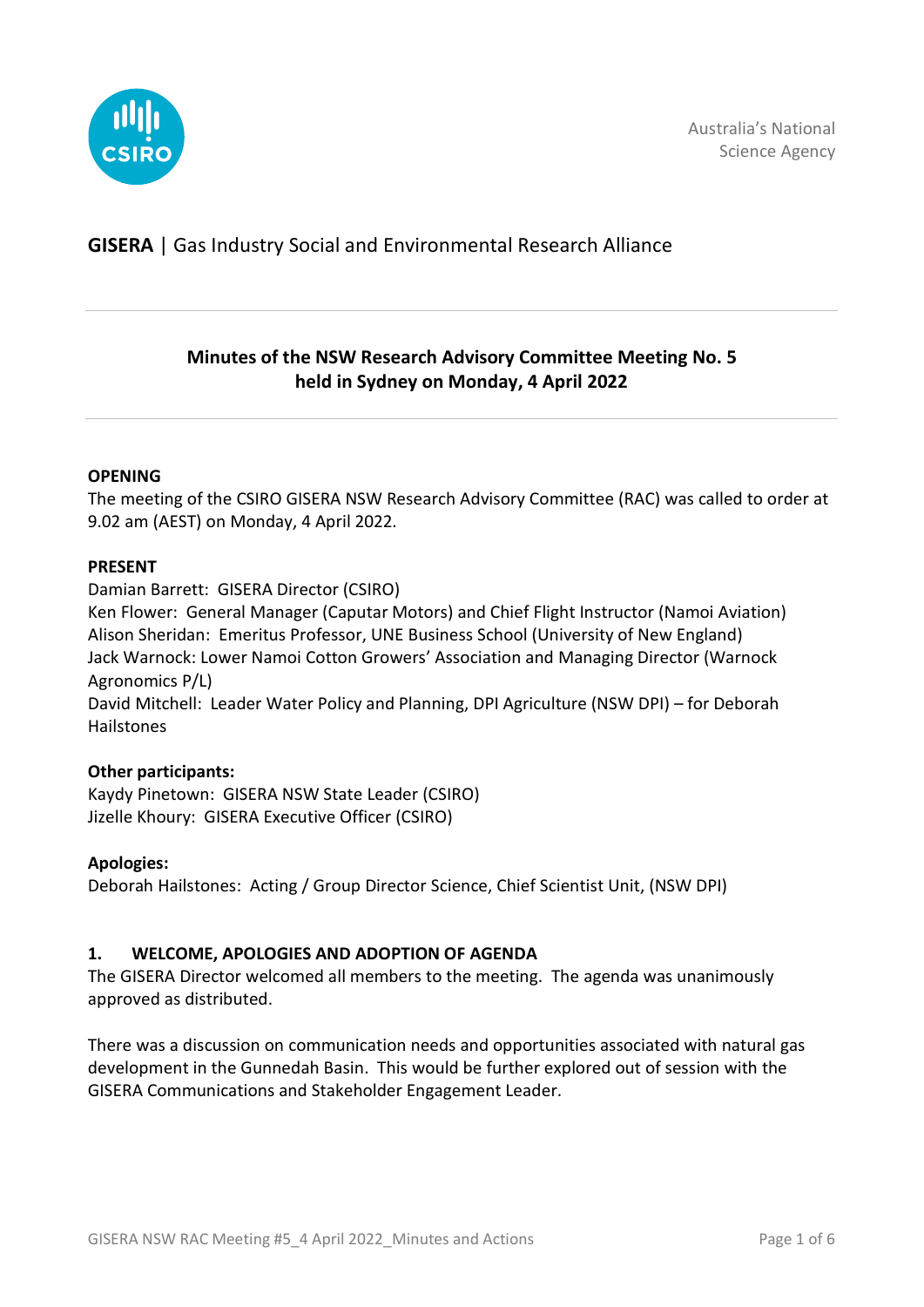Australia's National Science Agency

**GISERA** | Gas Industry Social and Environmental Research Alliance

## Minutes of the NSW Research Advisory Committee Meeting No. 5 held in Sydney on Monday, 4 April 2022

**OPENING**

The meeting of the CSIRO GISERA NSW Research Advisory Committee (RAC) was called to order at 9.02 am (AEST) on Monday, 4 April 2022.

**PRESENT**

Damian Barrett: GISERA Director (CSIRO)
Ken Flower: General Manager (Caputar Motors) and Chief Flight Instructor (Namoi Aviation)
Alison Sheridan: Emeritus Professor, UNE Business School (University of New England)
Jack Warnock: Lower Namoi Cotton Growers' Association and Managing Director (Warnock Agronomics P/L)
David Mitchell: Leader Water Policy and Planning, DPI Agriculture (NSW DPI) – for Deborah Hailstones

**Other participants:**

Kaydy Pinetown: GISERA NSW State Leader (CSIRO)
Jizelle Khoury: GISERA Executive Officer (CSIRO)

**Apologies:**

Deborah Hailstones: Acting / Group Director Science, Chief Scientist Unit, (NSW DPI)

### 1. WELCOME, APOLOGIES AND ADOPTION OF AGENDA

The GISERA Director welcomed all members to the meeting. The agenda was unanimously approved as distributed.

There was a discussion on communication needs and opportunities associated with natural gas development in the Gunnedah Basin. This would be further explored out of session with the GISERA Communications and Stakeholder Engagement Leader.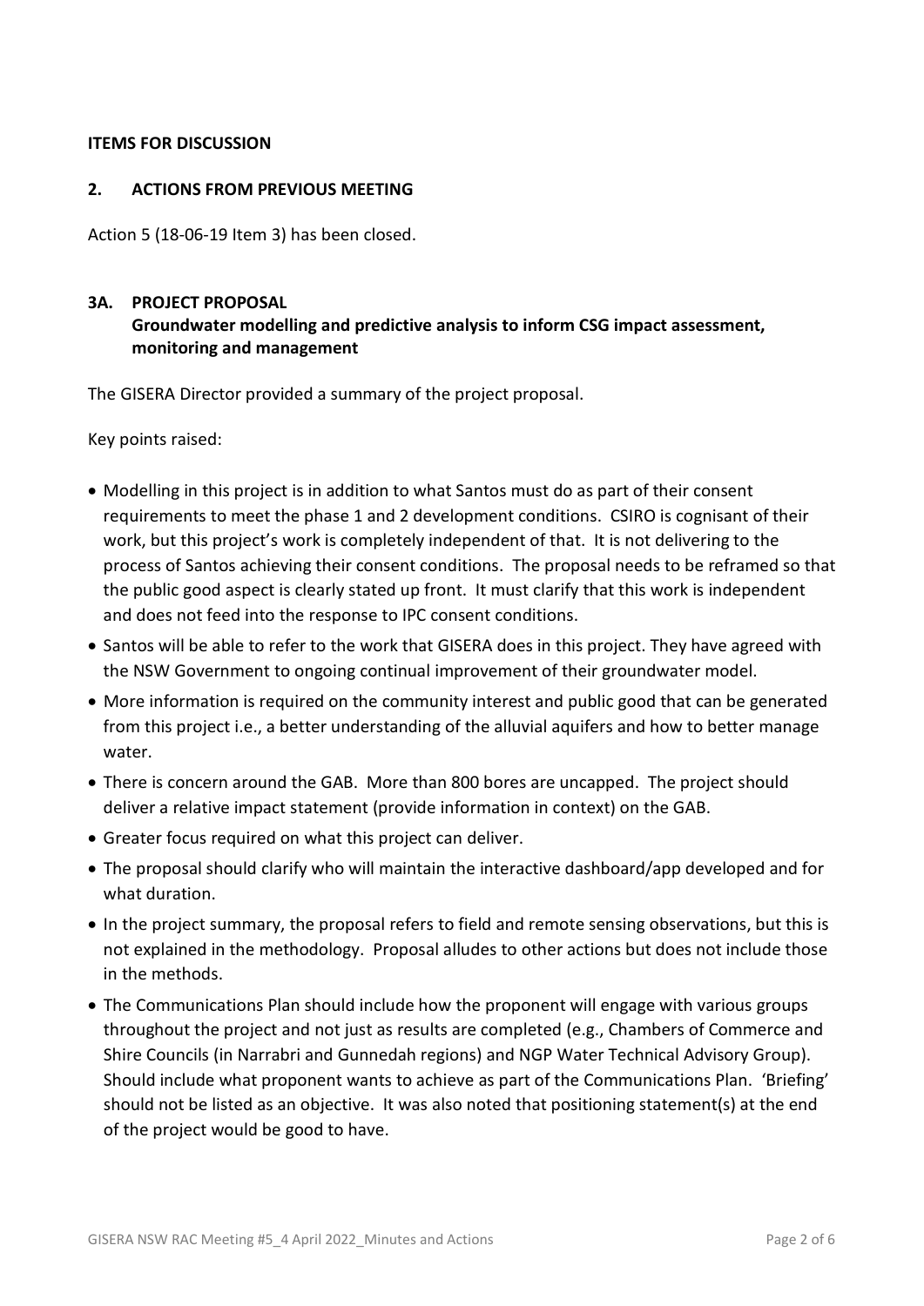**ITEMS FOR DISCUSSION**

## 2. ACTIONS FROM PREVIOUS MEETING

Action 5 (18-06-19 Item 3) has been closed.

## 3A. PROJECT PROPOSAL

### Groundwater modelling and predictive analysis to inform CSG impact assessment, monitoring and management

The GISERA Director provided a summary of the project proposal.

Key points raised:

- Modelling in this project is in addition to what Santos must do as part of their consent requirements to meet the phase 1 and 2 development conditions. CSIRO is cognisant of their work, but this project's work is completely independent of that. It is not delivering to the process of Santos achieving their consent conditions. The proposal needs to be reframed so that the public good aspect is clearly stated up front. It must clarify that this work is independent and does not feed into the response to IPC consent conditions.
- Santos will be able to refer to the work that GISERA does in this project. They have agreed with the NSW Government to ongoing continual improvement of their groundwater model.
- More information is required on the community interest and public good that can be generated from this project i.e., a better understanding of the alluvial aquifers and how to better manage water.
- There is concern around the GAB. More than 800 bores are uncapped. The project should deliver a relative impact statement (provide information in context) on the GAB.
- Greater focus required on what this project can deliver.
- The proposal should clarify who will maintain the interactive dashboard/app developed and for what duration.
- In the project summary, the proposal refers to field and remote sensing observations, but this is not explained in the methodology. Proposal alludes to other actions but does not include those in the methods.
- The Communications Plan should include how the proponent will engage with various groups throughout the project and not just as results are completed (e.g., Chambers of Commerce and Shire Councils (in Narrabri and Gunnedah regions) and NGP Water Technical Advisory Group). Should include what proponent wants to achieve as part of the Communications Plan. 'Briefing' should not be listed as an objective. It was also noted that positioning statement(s) at the end of the project would be good to have.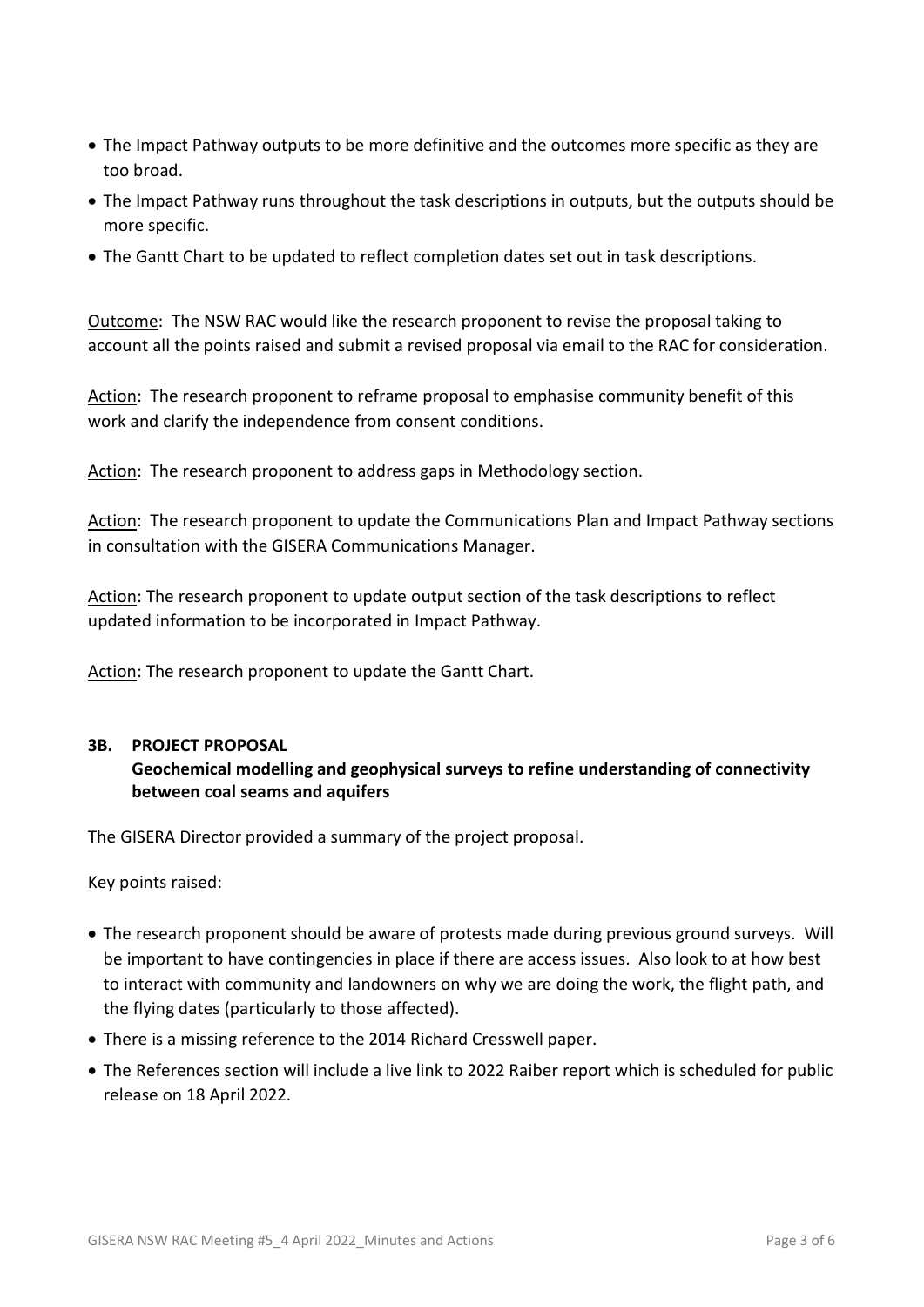- The Impact Pathway outputs to be more definitive and the outcomes more specific as they are too broad.
- The Impact Pathway runs throughout the task descriptions in outputs, but the outputs should be more specific.
- The Gantt Chart to be updated to reflect completion dates set out in task descriptions.

Outcome: The NSW RAC would like the research proponent to revise the proposal taking to account all the points raised and submit a revised proposal via email to the RAC for consideration.

Action: The research proponent to reframe proposal to emphasise community benefit of this work and clarify the independence from consent conditions.

Action: The research proponent to address gaps in Methodology section.

Action: The research proponent to update the Communications Plan and Impact Pathway sections in consultation with the GISERA Communications Manager.

Action: The research proponent to update output section of the task descriptions to reflect updated information to be incorporated in Impact Pathway.

Action: The research proponent to update the Gantt Chart.

## 3B. PROJECT PROPOSAL

**Geochemical modelling and geophysical surveys to refine understanding of connectivity between coal seams and aquifers**

The GISERA Director provided a summary of the project proposal.

Key points raised:

- The research proponent should be aware of protests made during previous ground surveys. Will be important to have contingencies in place if there are access issues. Also look to at how best to interact with community and landowners on why we are doing the work, the flight path, and the flying dates (particularly to those affected).
- There is a missing reference to the 2014 Richard Cresswell paper.
- The References section will include a live link to 2022 Raiber report which is scheduled for public release on 18 April 2022.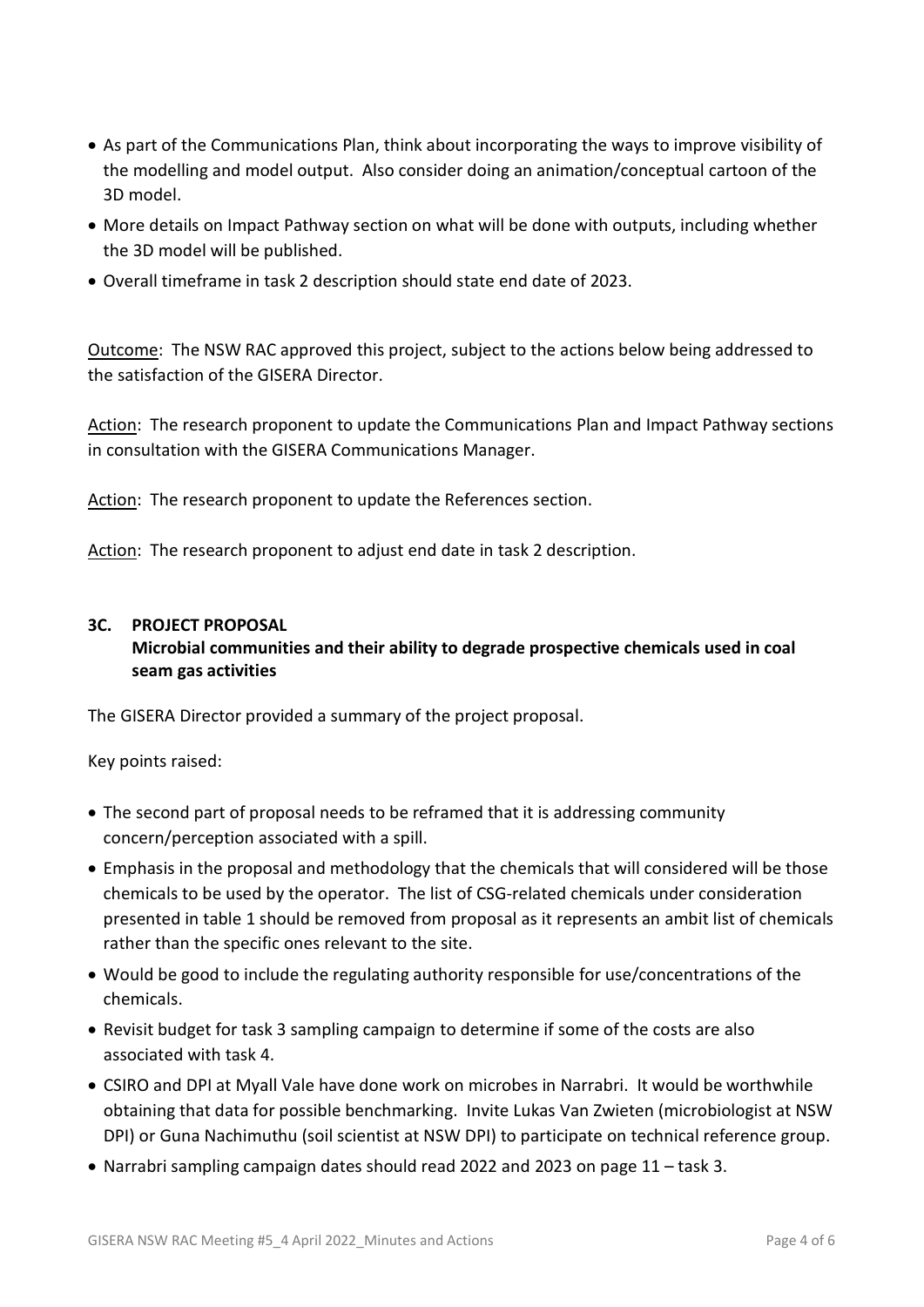- As part of the Communications Plan, think about incorporating the ways to improve visibility of the modelling and model output. Also consider doing an animation/conceptual cartoon of the 3D model.
- More details on Impact Pathway section on what will be done with outputs, including whether the 3D model will be published.
- Overall timeframe in task 2 description should state end date of 2023.

Outcome: The NSW RAC approved this project, subject to the actions below being addressed to the satisfaction of the GISERA Director.

Action: The research proponent to update the Communications Plan and Impact Pathway sections in consultation with the GISERA Communications Manager.

Action: The research proponent to update the References section.

Action: The research proponent to adjust end date in task 2 description.

### 3C. PROJECT PROPOSAL

**Microbial communities and their ability to degrade prospective chemicals used in coal seam gas activities**

The GISERA Director provided a summary of the project proposal.

Key points raised:

- The second part of proposal needs to be reframed that it is addressing community concern/perception associated with a spill.
- Emphasis in the proposal and methodology that the chemicals that will considered will be those chemicals to be used by the operator. The list of CSG-related chemicals under consideration presented in table 1 should be removed from proposal as it represents an ambit list of chemicals rather than the specific ones relevant to the site.
- Would be good to include the regulating authority responsible for use/concentrations of the chemicals.
- Revisit budget for task 3 sampling campaign to determine if some of the costs are also associated with task 4.
- CSIRO and DPI at Myall Vale have done work on microbes in Narrabri. It would be worthwhile obtaining that data for possible benchmarking. Invite Lukas Van Zwieten (microbiologist at NSW DPI) or Guna Nachimuthu (soil scientist at NSW DPI) to participate on technical reference group.
- Narrabri sampling campaign dates should read 2022 and 2023 on page 11 – task 3.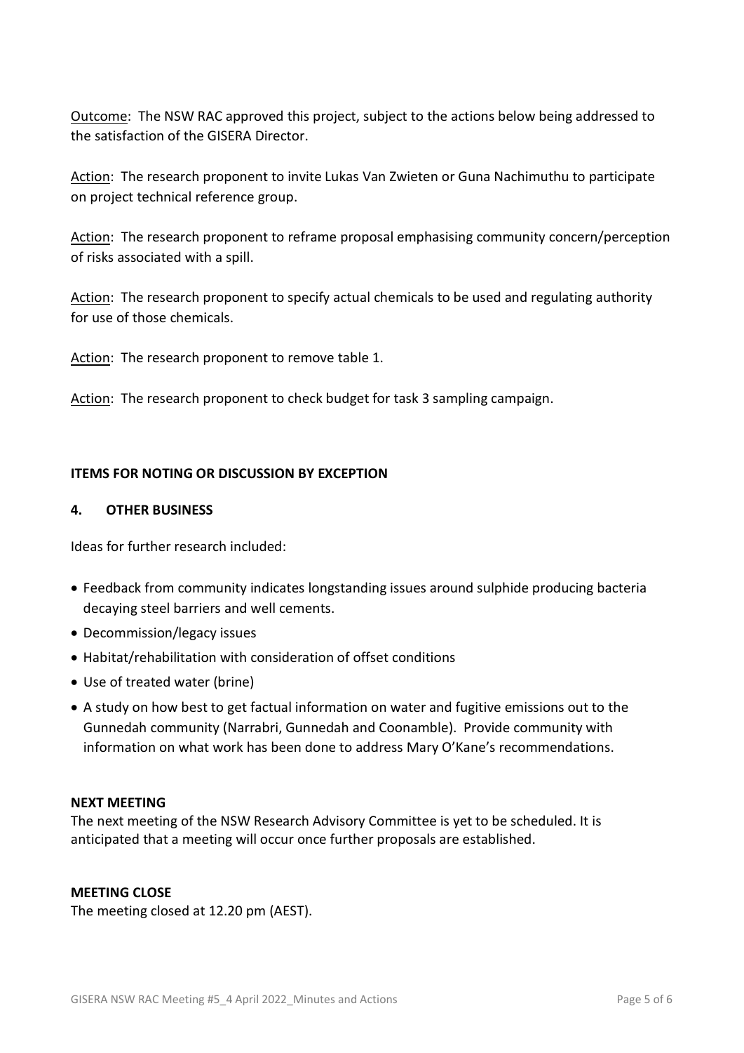Outcome: The NSW RAC approved this project, subject to the actions below being addressed to the satisfaction of the GISERA Director.

Action: The research proponent to invite Lukas Van Zwieten or Guna Nachimuthu to participate on project technical reference group.

Action: The research proponent to reframe proposal emphasising community concern/perception of risks associated with a spill.

Action: The research proponent to specify actual chemicals to be used and regulating authority for use of those chemicals.

Action: The research proponent to remove table 1.

Action: The research proponent to check budget for task 3 sampling campaign.

**ITEMS FOR NOTING OR DISCUSSION BY EXCEPTION**

**4. OTHER BUSINESS**

Ideas for further research included:

- Feedback from community indicates longstanding issues around sulphide producing bacteria decaying steel barriers and well cements.
- Decommission/legacy issues
- Habitat/rehabilitation with consideration of offset conditions
- Use of treated water (brine)
- A study on how best to get factual information on water and fugitive emissions out to the Gunnedah community (Narrabri, Gunnedah and Coonamble). Provide community with information on what work has been done to address Mary O'Kane's recommendations.

**NEXT MEETING**

The next meeting of the NSW Research Advisory Committee is yet to be scheduled. It is anticipated that a meeting will occur once further proposals are established.

**MEETING CLOSE**

The meeting closed at 12.20 pm (AEST).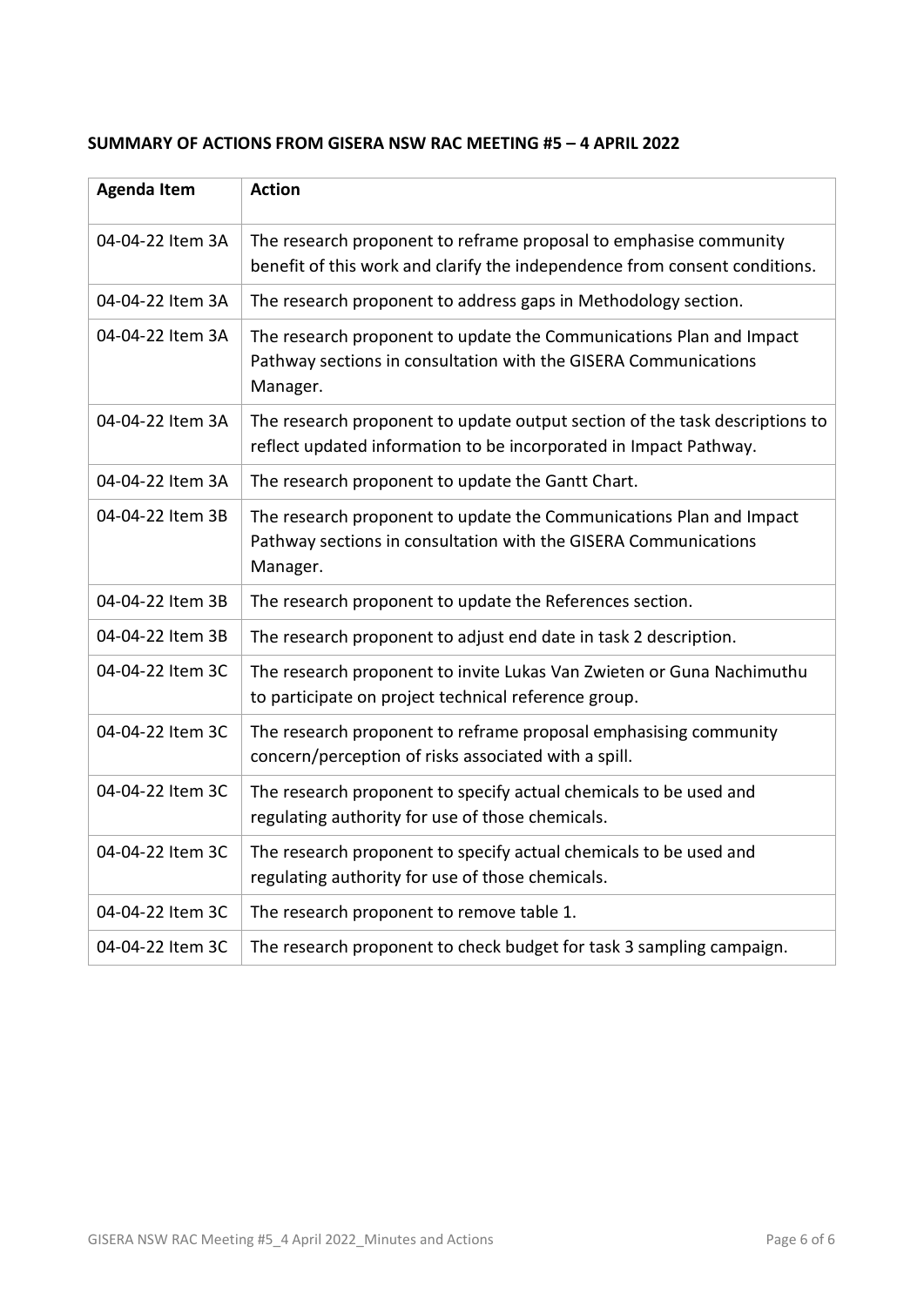**SUMMARY OF ACTIONS FROM GISERA NSW RAC MEETING #5 – 4 APRIL 2022**

| Agenda Item | Action |
| --- | --- |
| 04-04-22 Item 3A | The research proponent to reframe proposal to emphasise community benefit of this work and clarify the independence from consent conditions. |
| 04-04-22 Item 3A | The research proponent to address gaps in Methodology section. |
| 04-04-22 Item 3A | The research proponent to update the Communications Plan and Impact Pathway sections in consultation with the GISERA Communications Manager. |
| 04-04-22 Item 3A | The research proponent to update output section of the task descriptions to reflect updated information to be incorporated in Impact Pathway. |
| 04-04-22 Item 3A | The research proponent to update the Gantt Chart. |
| 04-04-22 Item 3B | The research proponent to update the Communications Plan and Impact Pathway sections in consultation with the GISERA Communications Manager. |
| 04-04-22 Item 3B | The research proponent to update the References section. |
| 04-04-22 Item 3B | The research proponent to adjust end date in task 2 description. |
| 04-04-22 Item 3C | The research proponent to invite Lukas Van Zwieten or Guna Nachimuthu to participate on project technical reference group. |
| 04-04-22 Item 3C | The research proponent to reframe proposal emphasising community concern/perception of risks associated with a spill. |
| 04-04-22 Item 3C | The research proponent to specify actual chemicals to be used and regulating authority for use of those chemicals. |
| 04-04-22 Item 3C | The research proponent to specify actual chemicals to be used and regulating authority for use of those chemicals. |
| 04-04-22 Item 3C | The research proponent to remove table 1. |
| 04-04-22 Item 3C | The research proponent to check budget for task 3 sampling campaign. |